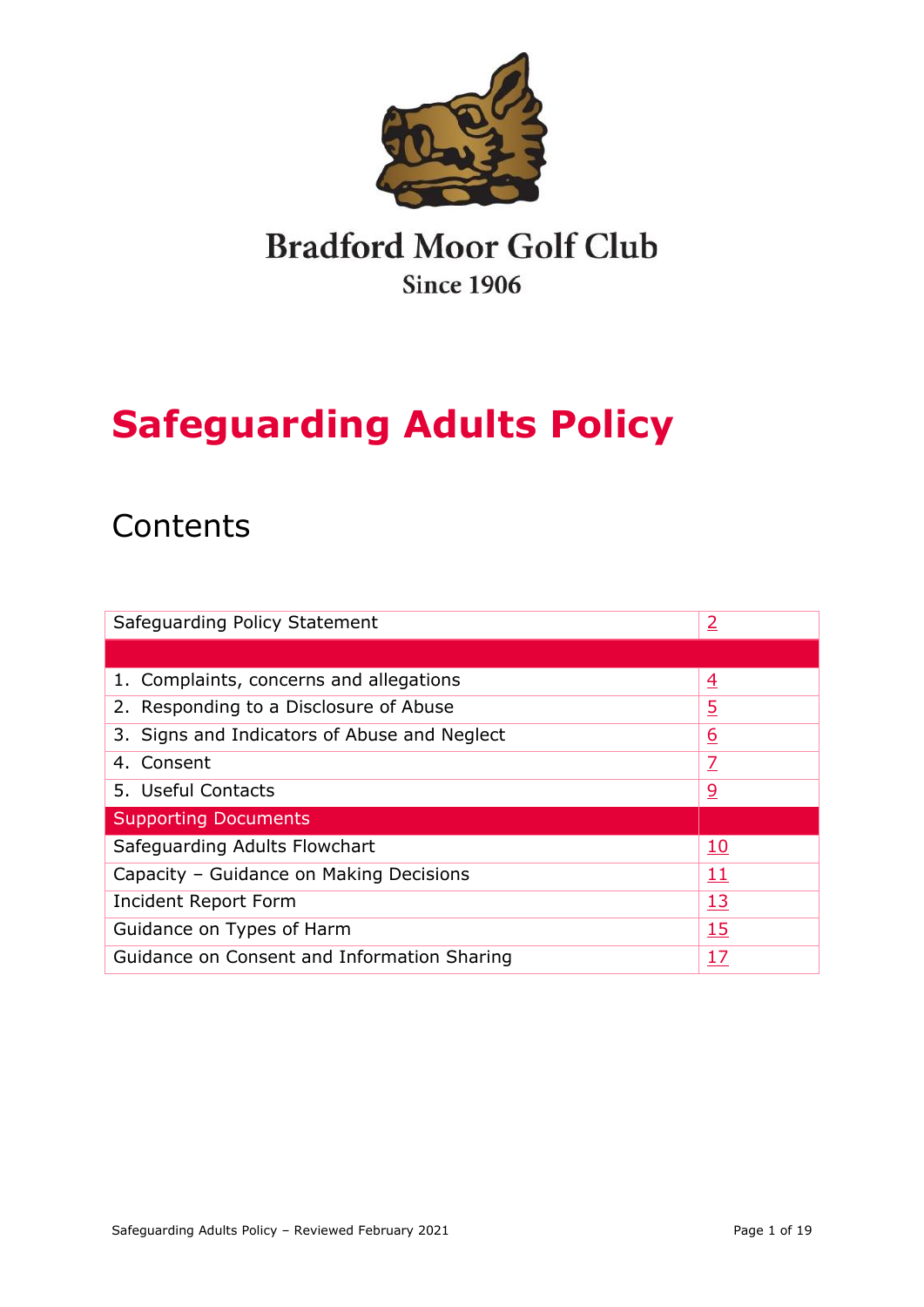Bradford Moor Golf Club

Since 1906

# Safeguarding Adults Policy

## Contents

| Safeguarding Policy Statement | 2 |
|---|---|
| | |
| 1. Complaints, concerns and allegations | 4 |
| 2. Responding to a Disclosure of Abuse | 5 |
| 3. Signs and Indicators of Abuse and Neglect | 6 |
| 4. Consent | 7 |
| 5. Useful Contacts | 9 |
| Supporting Documents | |
| Safeguarding Adults Flowchart | 10 |
| Capacity – Guidance on Making Decisions | 11 |
| Incident Report Form | 13 |
| Guidance on Types of Harm | 15 |
| Guidance on Consent and Information Sharing | 17 |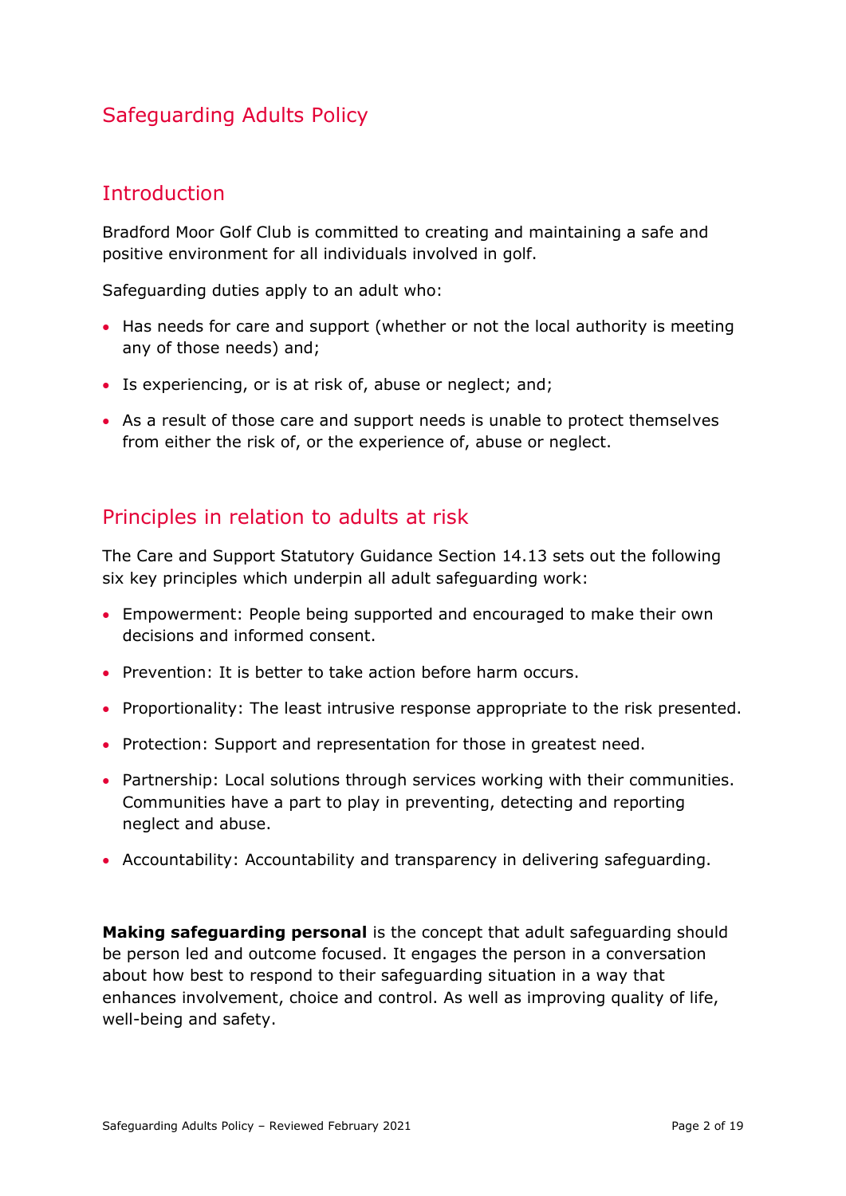# Safeguarding Adults Policy

## Introduction

Bradford Moor Golf Club is committed to creating and maintaining a safe and positive environment for all individuals involved in golf.

Safeguarding duties apply to an adult who:

- Has needs for care and support (whether or not the local authority is meeting any of those needs) and;
- Is experiencing, or is at risk of, abuse or neglect; and;
- As a result of those care and support needs is unable to protect themselves from either the risk of, or the experience of, abuse or neglect.

## Principles in relation to adults at risk

The Care and Support Statutory Guidance Section 14.13 sets out the following six key principles which underpin all adult safeguarding work:

- Empowerment: People being supported and encouraged to make their own decisions and informed consent.
- Prevention: It is better to take action before harm occurs.
- Proportionality: The least intrusive response appropriate to the risk presented.
- Protection: Support and representation for those in greatest need.
- Partnership: Local solutions through services working with their communities. Communities have a part to play in preventing, detecting and reporting neglect and abuse.
- Accountability: Accountability and transparency in delivering safeguarding.

**Making safeguarding personal** is the concept that adult safeguarding should be person led and outcome focused. It engages the person in a conversation about how best to respond to their safeguarding situation in a way that enhances involvement, choice and control. As well as improving quality of life, well-being and safety.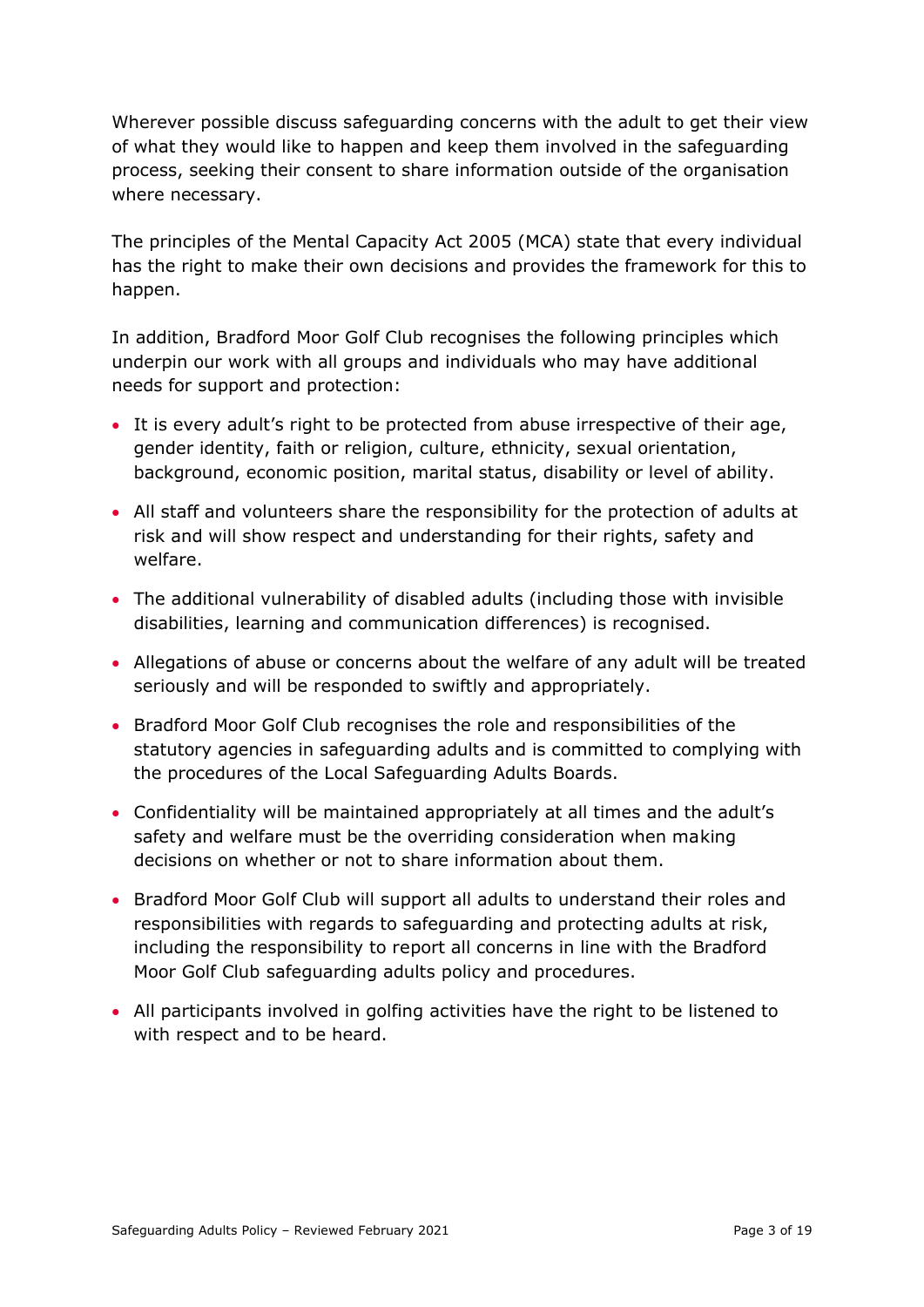Wherever possible discuss safeguarding concerns with the adult to get their view of what they would like to happen and keep them involved in the safeguarding process, seeking their consent to share information outside of the organisation where necessary.

The principles of the Mental Capacity Act 2005 (MCA) state that every individual has the right to make their own decisions and provides the framework for this to happen.

In addition, Bradford Moor Golf Club recognises the following principles which underpin our work with all groups and individuals who may have additional needs for support and protection:

- It is every adult's right to be protected from abuse irrespective of their age, gender identity, faith or religion, culture, ethnicity, sexual orientation, background, economic position, marital status, disability or level of ability.
- All staff and volunteers share the responsibility for the protection of adults at risk and will show respect and understanding for their rights, safety and welfare.
- The additional vulnerability of disabled adults (including those with invisible disabilities, learning and communication differences) is recognised.
- Allegations of abuse or concerns about the welfare of any adult will be treated seriously and will be responded to swiftly and appropriately.
- Bradford Moor Golf Club recognises the role and responsibilities of the statutory agencies in safeguarding adults and is committed to complying with the procedures of the Local Safeguarding Adults Boards.
- Confidentiality will be maintained appropriately at all times and the adult's safety and welfare must be the overriding consideration when making decisions on whether or not to share information about them.
- Bradford Moor Golf Club will support all adults to understand their roles and responsibilities with regards to safeguarding and protecting adults at risk, including the responsibility to report all concerns in line with the Bradford Moor Golf Club safeguarding adults policy and procedures.
- All participants involved in golfing activities have the right to be listened to with respect and to be heard.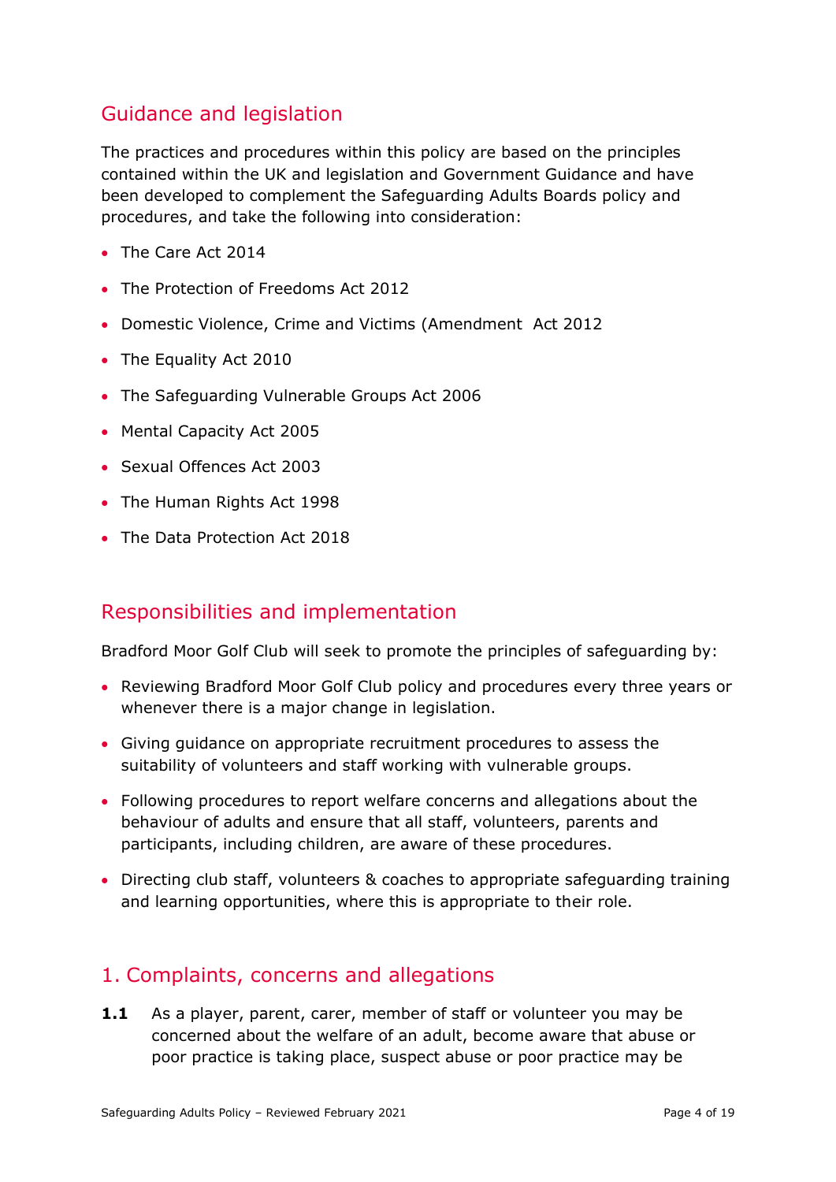## Guidance and legislation

The practices and procedures within this policy are based on the principles contained within the UK and legislation and Government Guidance and have been developed to complement the Safeguarding Adults Boards policy and procedures, and take the following into consideration:

- The Care Act 2014
- The Protection of Freedoms Act 2012
- Domestic Violence, Crime and Victims (Amendment  Act 2012
- The Equality Act 2010
- The Safeguarding Vulnerable Groups Act 2006
- Mental Capacity Act 2005
- Sexual Offences Act 2003
- The Human Rights Act 1998
- The Data Protection Act 2018

## Responsibilities and implementation

Bradford Moor Golf Club will seek to promote the principles of safeguarding by:

- Reviewing Bradford Moor Golf Club policy and procedures every three years or whenever there is a major change in legislation.
- Giving guidance on appropriate recruitment procedures to assess the suitability of volunteers and staff working with vulnerable groups.
- Following procedures to report welfare concerns and allegations about the behaviour of adults and ensure that all staff, volunteers, parents and participants, including children, are aware of these procedures.
- Directing club staff, volunteers & coaches to appropriate safeguarding training and learning opportunities, where this is appropriate to their role.

## 1. Complaints, concerns and allegations

**1.1** As a player, parent, carer, member of staff or volunteer you may be concerned about the welfare of an adult, become aware that abuse or poor practice is taking place, suspect abuse or poor practice may be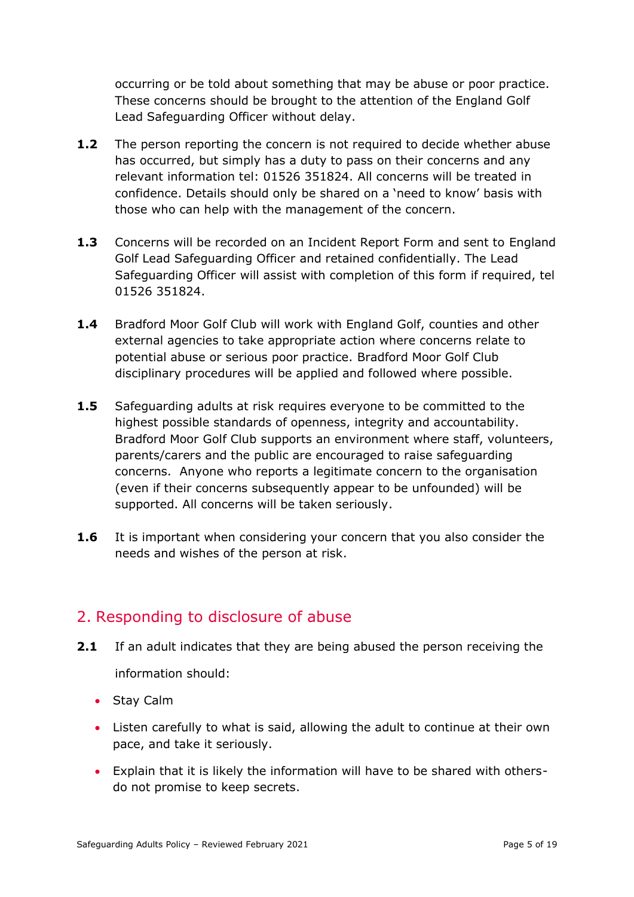occurring or be told about something that may be abuse or poor practice. These concerns should be brought to the attention of the England Golf Lead Safeguarding Officer without delay.

**1.2** The person reporting the concern is not required to decide whether abuse has occurred, but simply has a duty to pass on their concerns and any relevant information tel: 01526 351824. All concerns will be treated in confidence. Details should only be shared on a 'need to know' basis with those who can help with the management of the concern.

**1.3** Concerns will be recorded on an Incident Report Form and sent to England Golf Lead Safeguarding Officer and retained confidentially. The Lead Safeguarding Officer will assist with completion of this form if required, tel 01526 351824.

**1.4** Bradford Moor Golf Club will work with England Golf, counties and other external agencies to take appropriate action where concerns relate to potential abuse or serious poor practice. Bradford Moor Golf Club disciplinary procedures will be applied and followed where possible.

**1.5** Safeguarding adults at risk requires everyone to be committed to the highest possible standards of openness, integrity and accountability. Bradford Moor Golf Club supports an environment where staff, volunteers, parents/carers and the public are encouraged to raise safeguarding concerns. Anyone who reports a legitimate concern to the organisation (even if their concerns subsequently appear to be unfounded) will be supported. All concerns will be taken seriously.

**1.6** It is important when considering your concern that you also consider the needs and wishes of the person at risk.

## 2. Responding to disclosure of abuse

**2.1** If an adult indicates that they are being abused the person receiving the information should:

- Stay Calm
- Listen carefully to what is said, allowing the adult to continue at their own pace, and take it seriously.
- Explain that it is likely the information will have to be shared with others- do not promise to keep secrets.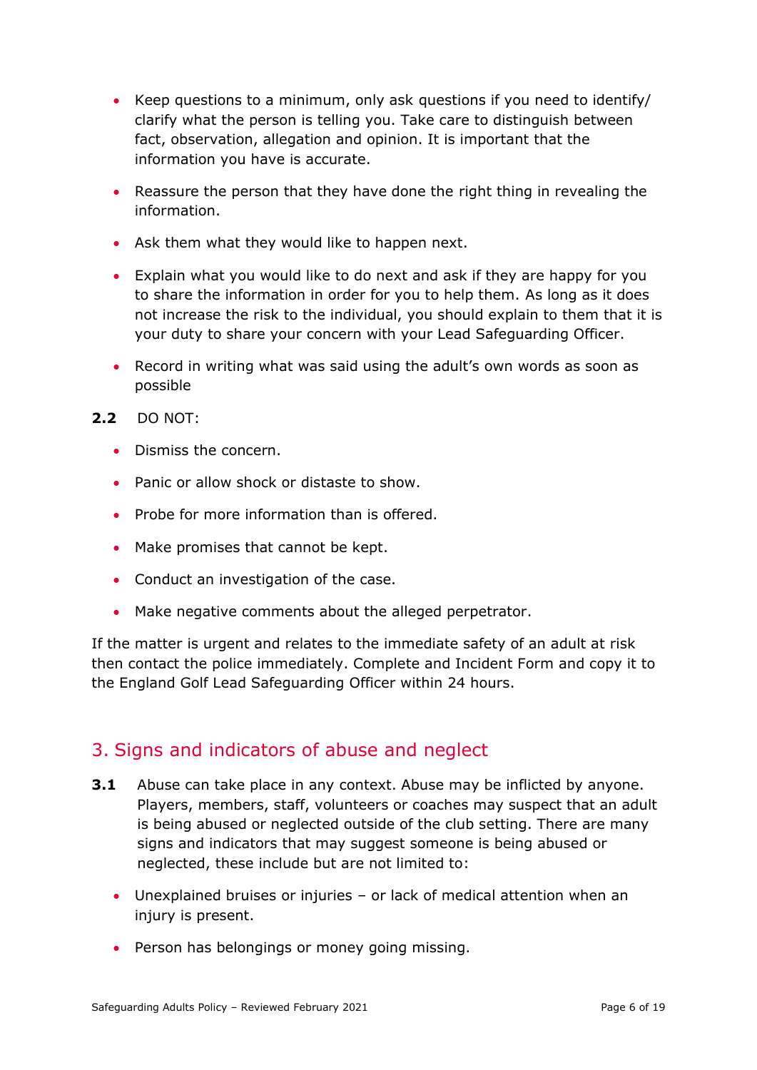- Keep questions to a minimum, only ask questions if you need to identify/ clarify what the person is telling you. Take care to distinguish between fact, observation, allegation and opinion. It is important that the information you have is accurate.
- Reassure the person that they have done the right thing in revealing the information.
- Ask them what they would like to happen next.
- Explain what you would like to do next and ask if they are happy for you to share the information in order for you to help them. As long as it does not increase the risk to the individual, you should explain to them that it is your duty to share your concern with your Lead Safeguarding Officer.
- Record in writing what was said using the adult's own words as soon as possible

**2.2** DO NOT:

- Dismiss the concern.
- Panic or allow shock or distaste to show.
- Probe for more information than is offered.
- Make promises that cannot be kept.
- Conduct an investigation of the case.
- Make negative comments about the alleged perpetrator.

If the matter is urgent and relates to the immediate safety of an adult at risk then contact the police immediately. Complete and Incident Form and copy it to the England Golf Lead Safeguarding Officer within 24 hours.

## 3. Signs and indicators of abuse and neglect

**3.1** Abuse can take place in any context. Abuse may be inflicted by anyone. Players, members, staff, volunteers or coaches may suspect that an adult is being abused or neglected outside of the club setting. There are many signs and indicators that may suggest someone is being abused or neglected, these include but are not limited to:

- Unexplained bruises or injuries – or lack of medical attention when an injury is present.
- Person has belongings or money going missing.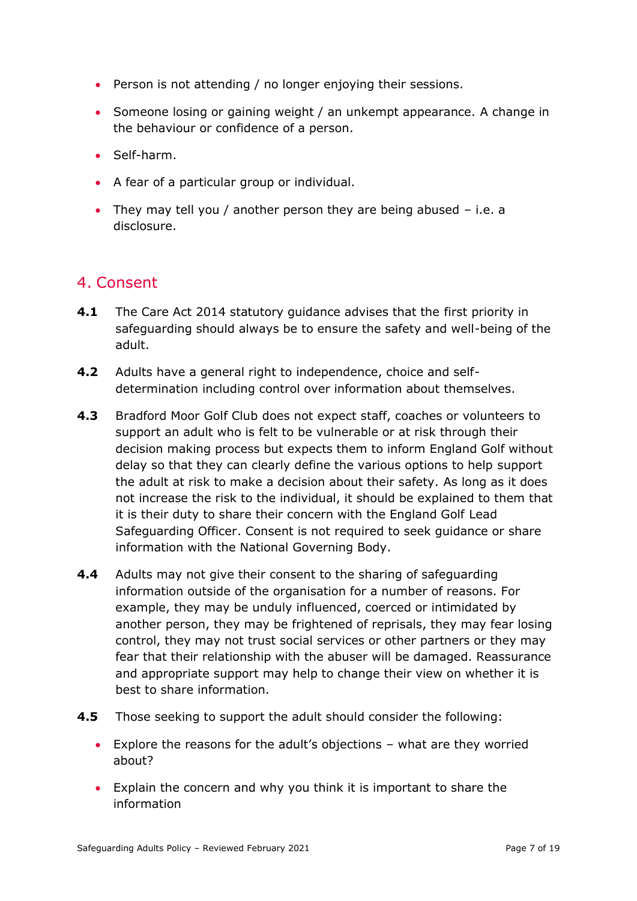- Person is not attending / no longer enjoying their sessions.
- Someone losing or gaining weight / an unkempt appearance. A change in the behaviour or confidence of a person.
- Self-harm.
- A fear of a particular group or individual.
- They may tell you / another person they are being abused – i.e. a disclosure.

## 4. Consent

**4.1** The Care Act 2014 statutory guidance advises that the first priority in safeguarding should always be to ensure the safety and well-being of the adult.

**4.2** Adults have a general right to independence, choice and self-determination including control over information about themselves.

**4.3** Bradford Moor Golf Club does not expect staff, coaches or volunteers to support an adult who is felt to be vulnerable or at risk through their decision making process but expects them to inform England Golf without delay so that they can clearly define the various options to help support the adult at risk to make a decision about their safety. As long as it does not increase the risk to the individual, it should be explained to them that it is their duty to share their concern with the England Golf Lead Safeguarding Officer. Consent is not required to seek guidance or share information with the National Governing Body.

**4.4** Adults may not give their consent to the sharing of safeguarding information outside of the organisation for a number of reasons. For example, they may be unduly influenced, coerced or intimidated by another person, they may be frightened of reprisals, they may fear losing control, they may not trust social services or other partners or they may fear that their relationship with the abuser will be damaged. Reassurance and appropriate support may help to change their view on whether it is best to share information.

**4.5** Those seeking to support the adult should consider the following:

- Explore the reasons for the adult's objections – what are they worried about?
- Explain the concern and why you think it is important to share the information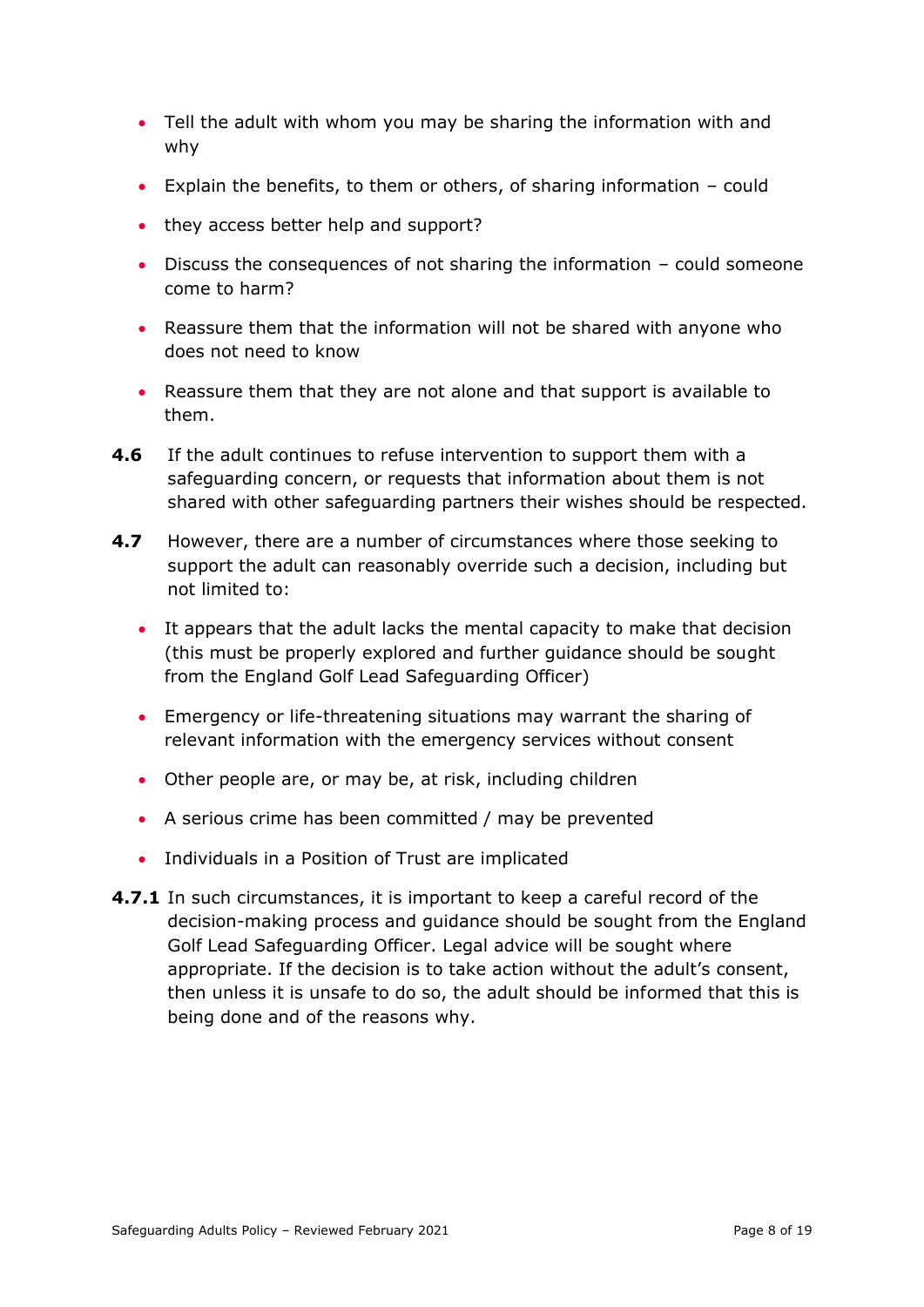- Tell the adult with whom you may be sharing the information with and why
- Explain the benefits, to them or others, of sharing information – could
- they access better help and support?
- Discuss the consequences of not sharing the information – could someone come to harm?
- Reassure them that the information will not be shared with anyone who does not need to know
- Reassure them that they are not alone and that support is available to them.

**4.6** If the adult continues to refuse intervention to support them with a safeguarding concern, or requests that information about them is not shared with other safeguarding partners their wishes should be respected.

**4.7** However, there are a number of circumstances where those seeking to support the adult can reasonably override such a decision, including but not limited to:

- It appears that the adult lacks the mental capacity to make that decision (this must be properly explored and further guidance should be sought from the England Golf Lead Safeguarding Officer)
- Emergency or life-threatening situations may warrant the sharing of relevant information with the emergency services without consent
- Other people are, or may be, at risk, including children
- A serious crime has been committed / may be prevented
- Individuals in a Position of Trust are implicated

**4.7.1** In such circumstances, it is important to keep a careful record of the decision-making process and guidance should be sought from the England Golf Lead Safeguarding Officer. Legal advice will be sought where appropriate. If the decision is to take action without the adult's consent, then unless it is unsafe to do so, the adult should be informed that this is being done and of the reasons why.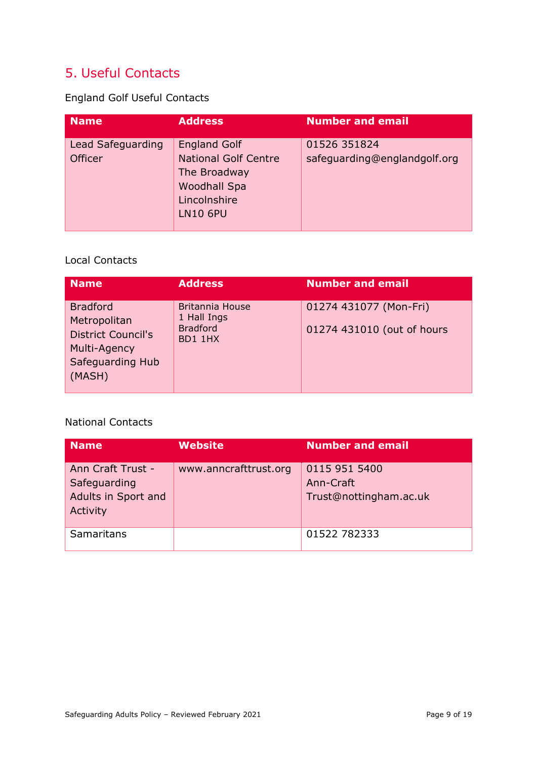## 5. Useful Contacts

England Golf Useful Contacts

| Name | Address | Number and email |
| --- | --- | --- |
| Lead Safeguarding Officer | England Golf<br>National Golf Centre<br>The Broadway<br>Woodhall Spa<br>Lincolnshire<br>LN10 6PU | 01526 351824<br>safeguarding@englandgolf.org |

Local Contacts

| Name | Address | Number and email |
| --- | --- | --- |
| Bradford Metropolitan District Council's Multi-Agency Safeguarding Hub (MASH) | Britannia House<br>1 Hall Ings<br>Bradford<br>BD1 1HX | 01274 431077 (Mon-Fri)<br><br>01274 431010 (out of hours |

National Contacts

| Name | Website | Number and email |
| --- | --- | --- |
| Ann Craft Trust - Safeguarding Adults in Sport and Activity | www.anncrafttrust.org | 0115 951 5400<br>Ann-Craft Trust@nottingham.ac.uk |
| Samaritans | | 01522 782333 |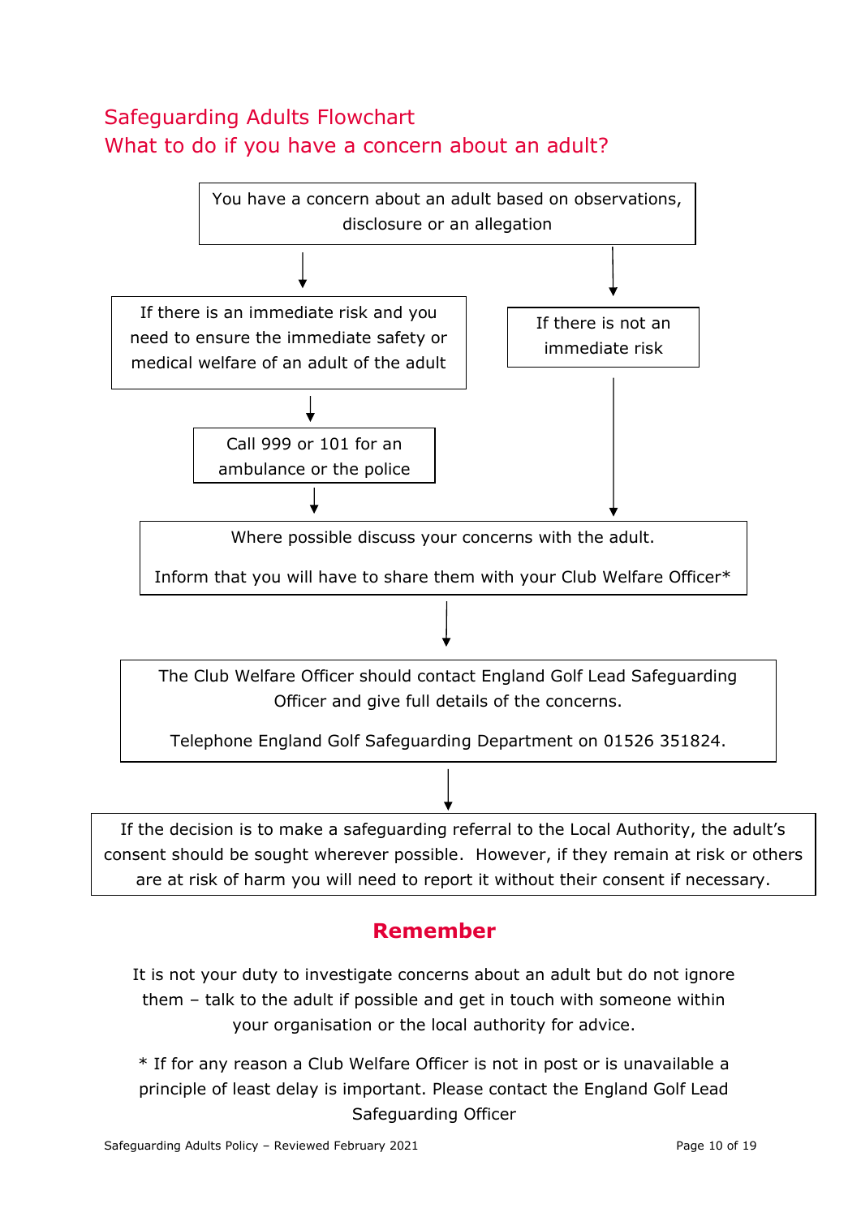## Safeguarding Adults Flowchart

## What to do if you have a concern about an adult?

You have a concern about an adult based on observations, disclosure or an allegation

↓

If there is an immediate risk and you need to ensure the immediate safety or medical welfare of an adult of the adult

↓

Call 999 or 101 for an ambulance or the police

↓

If there is not an immediate risk

↓

Where possible discuss your concerns with the adult.

Inform that you will have to share them with your Club Welfare Officer*

↓

The Club Welfare Officer should contact England Golf Lead Safeguarding Officer and give full details of the concerns.

Telephone England Golf Safeguarding Department on 01526 351824.

↓

If the decision is to make a safeguarding referral to the Local Authority, the adult's consent should be sought wherever possible. However, if they remain at risk or others are at risk of harm you will need to report it without their consent if necessary.

## Remember

It is not your duty to investigate concerns about an adult but do not ignore them – talk to the adult if possible and get in touch with someone within your organisation or the local authority for advice.

* If for any reason a Club Welfare Officer is not in post or is unavailable a principle of least delay is important. Please contact the England Golf Lead Safeguarding Officer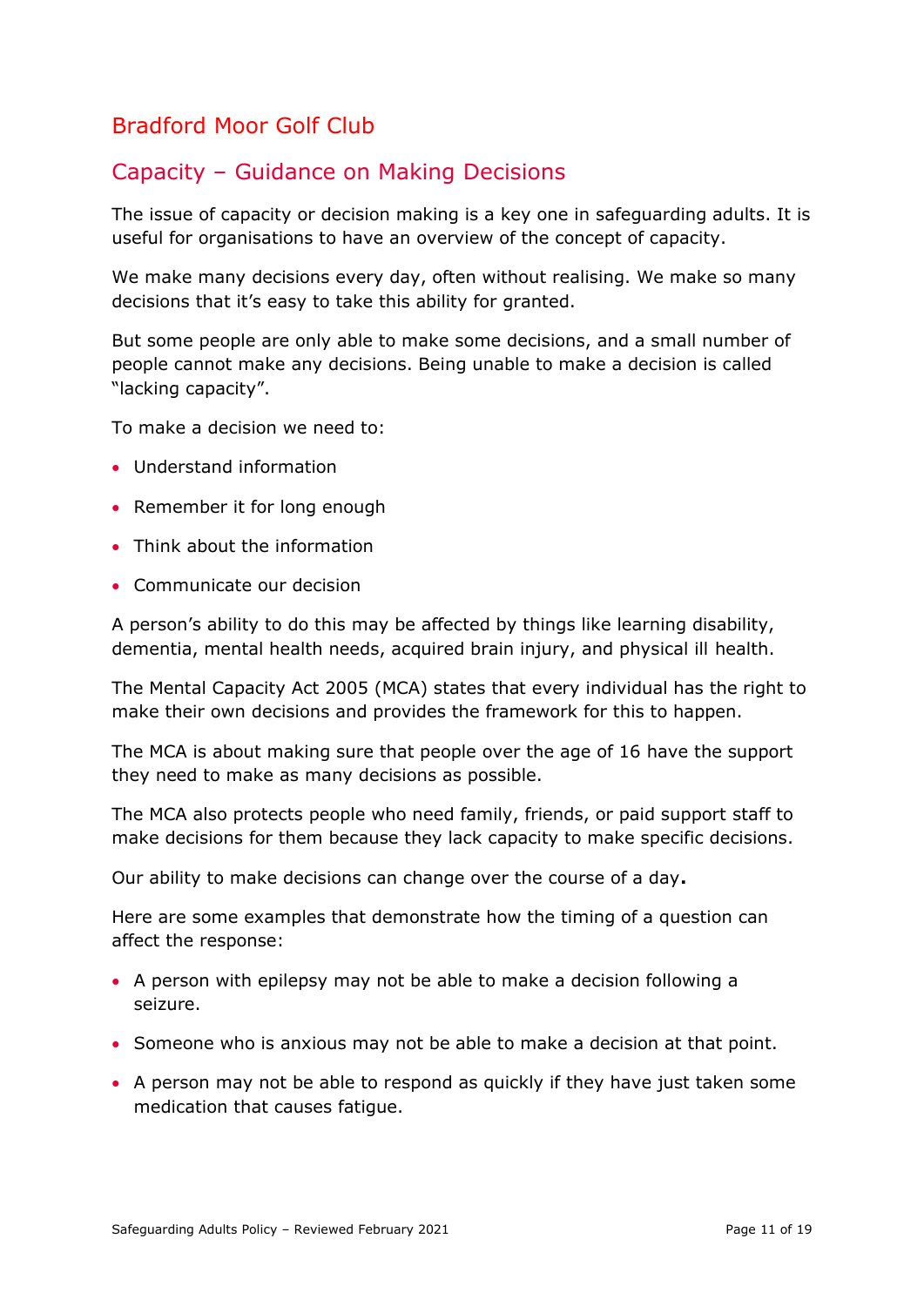## Bradford Moor Golf Club

## Capacity – Guidance on Making Decisions

The issue of capacity or decision making is a key one in safeguarding adults. It is useful for organisations to have an overview of the concept of capacity.

We make many decisions every day, often without realising. We make so many decisions that it's easy to take this ability for granted.

But some people are only able to make some decisions, and a small number of people cannot make any decisions. Being unable to make a decision is called "lacking capacity".

To make a decision we need to:

- Understand information
- Remember it for long enough
- Think about the information
- Communicate our decision

A person's ability to do this may be affected by things like learning disability, dementia, mental health needs, acquired brain injury, and physical ill health.

The Mental Capacity Act 2005 (MCA) states that every individual has the right to make their own decisions and provides the framework for this to happen.

The MCA is about making sure that people over the age of 16 have the support they need to make as many decisions as possible.

The MCA also protects people who need family, friends, or paid support staff to make decisions for them because they lack capacity to make specific decisions.

Our ability to make decisions can change over the course of a day**.**

Here are some examples that demonstrate how the timing of a question can affect the response:

- A person with epilepsy may not be able to make a decision following a seizure.
- Someone who is anxious may not be able to make a decision at that point.
- A person may not be able to respond as quickly if they have just taken some medication that causes fatigue.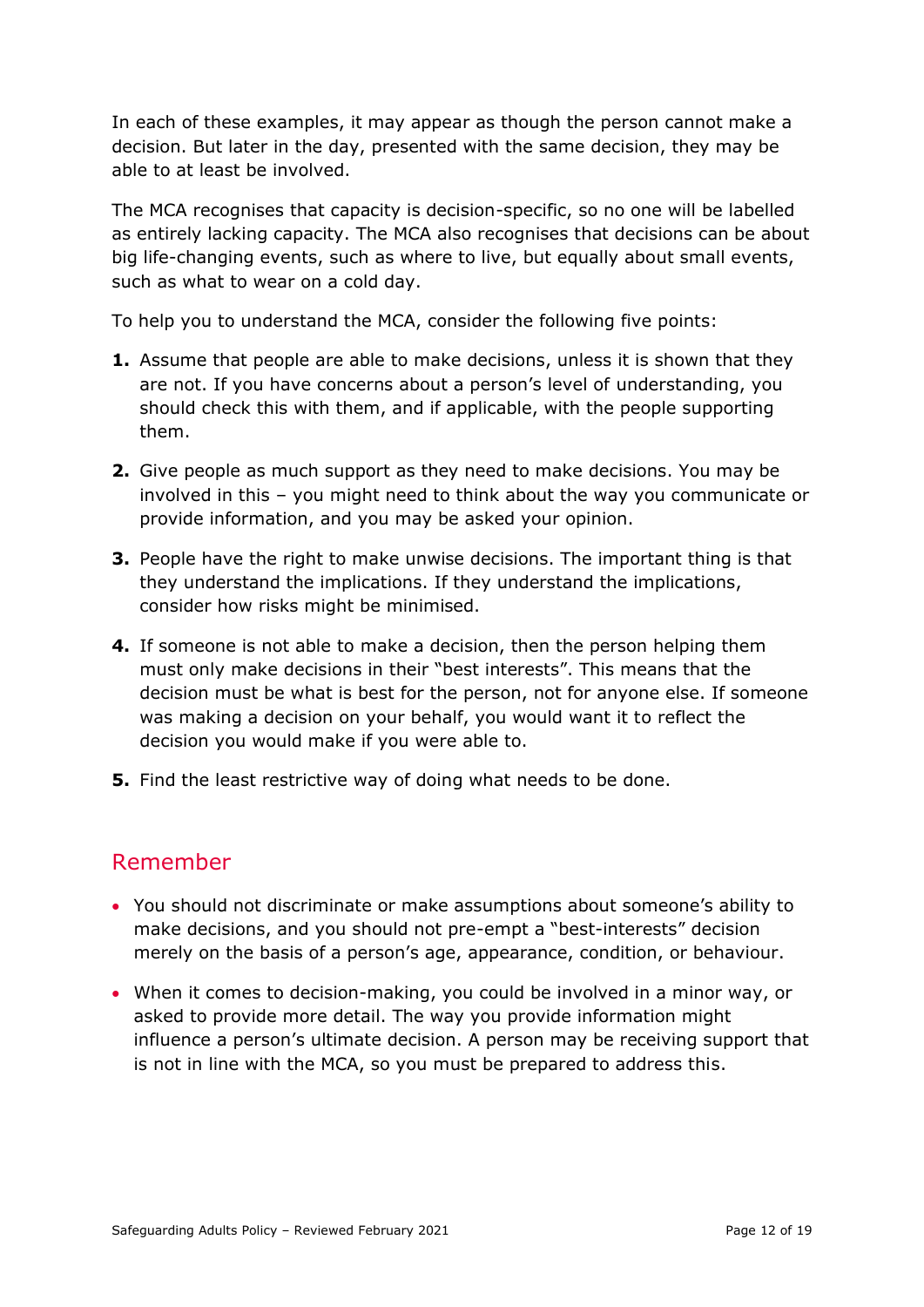In each of these examples, it may appear as though the person cannot make a decision. But later in the day, presented with the same decision, they may be able to at least be involved.

The MCA recognises that capacity is decision-specific, so no one will be labelled as entirely lacking capacity. The MCA also recognises that decisions can be about big life-changing events, such as where to live, but equally about small events, such as what to wear on a cold day.

To help you to understand the MCA, consider the following five points:

1. Assume that people are able to make decisions, unless it is shown that they are not. If you have concerns about a person's level of understanding, you should check this with them, and if applicable, with the people supporting them.
2. Give people as much support as they need to make decisions. You may be involved in this – you might need to think about the way you communicate or provide information, and you may be asked your opinion.
3. People have the right to make unwise decisions. The important thing is that they understand the implications. If they understand the implications, consider how risks might be minimised.
4. If someone is not able to make a decision, then the person helping them must only make decisions in their "best interests". This means that the decision must be what is best for the person, not for anyone else. If someone was making a decision on your behalf, you would want it to reflect the decision you would make if you were able to.
5. Find the least restrictive way of doing what needs to be done.

## Remember

- You should not discriminate or make assumptions about someone's ability to make decisions, and you should not pre-empt a "best-interests" decision merely on the basis of a person's age, appearance, condition, or behaviour.
- When it comes to decision-making, you could be involved in a minor way, or asked to provide more detail. The way you provide information might influence a person's ultimate decision. A person may be receiving support that is not in line with the MCA, so you must be prepared to address this.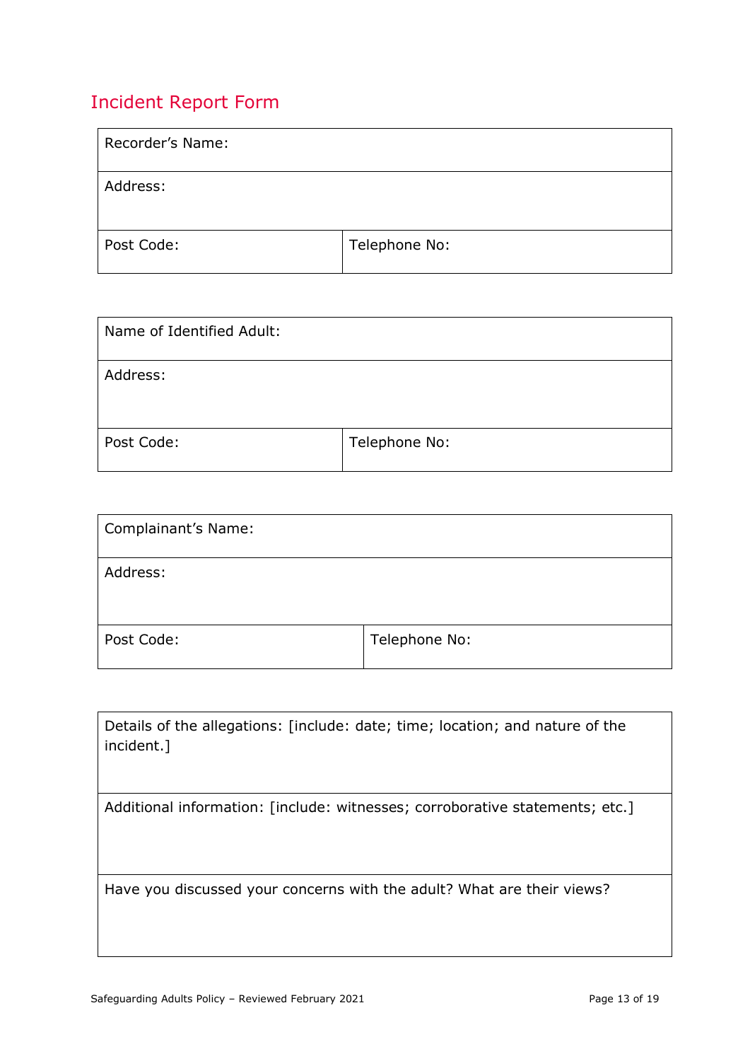## Incident Report Form

| Recorder's Name: | |
|---|---|
| Address: | |
| Post Code: | Telephone No: |

| Name of Identified Adult: | |
|---|---|
| Address: | |
| Post Code: | Telephone No: |

| Complainant's Name: | |
|---|---|
| Address: | |
| Post Code: | Telephone No: |

| Details of the allegations: [include: date; time; location; and nature of the incident.] |
|---|
| Additional information: [include: witnesses; corroborative statements; etc.] |
| Have you discussed your concerns with the adult? What are their views? |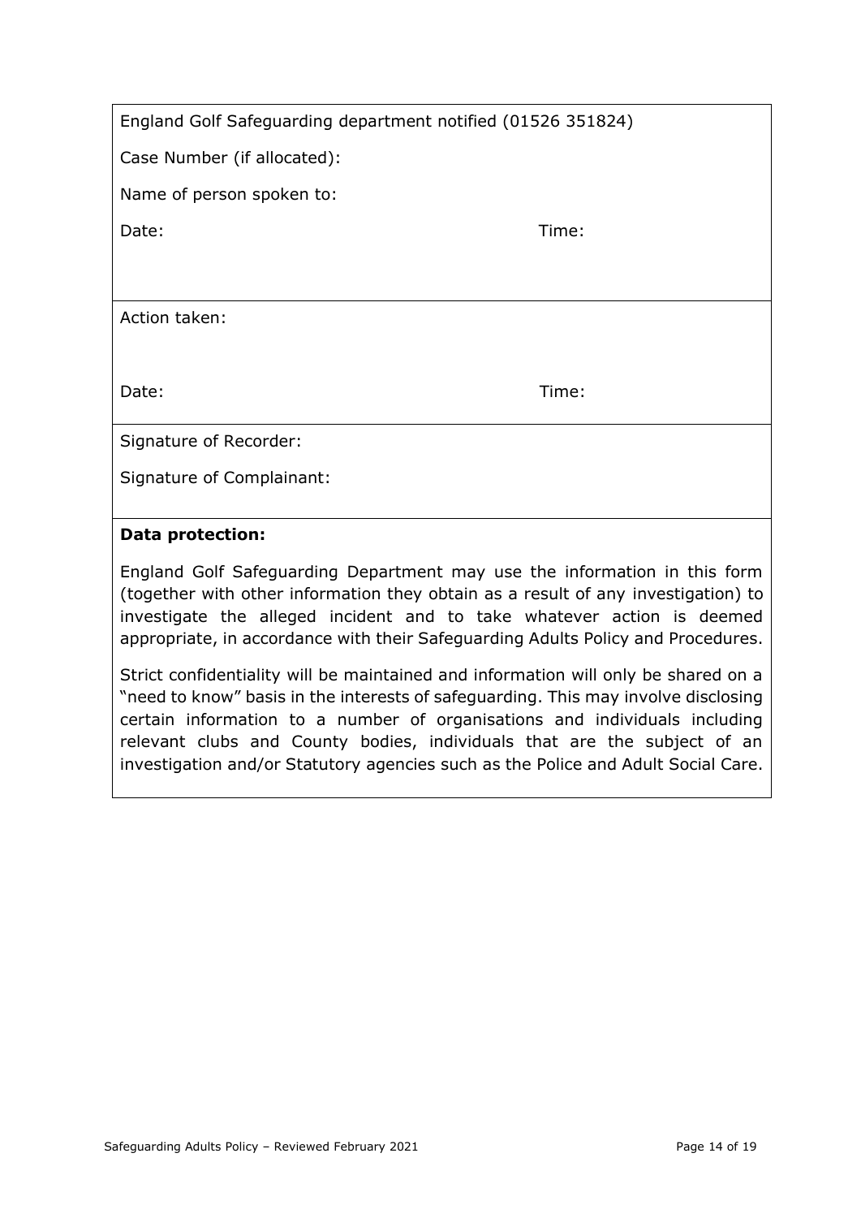England Golf Safeguarding department notified (01526 351824)

Case Number (if allocated):

Name of person spoken to:

Date: Time:

Action taken:

Date: Time:

Signature of Recorder:

Signature of Complainant:

**Data protection:**

England Golf Safeguarding Department may use the information in this form (together with other information they obtain as a result of any investigation) to investigate the alleged incident and to take whatever action is deemed appropriate, in accordance with their Safeguarding Adults Policy and Procedures.

Strict confidentiality will be maintained and information will only be shared on a "need to know" basis in the interests of safeguarding. This may involve disclosing certain information to a number of organisations and individuals including relevant clubs and County bodies, individuals that are the subject of an investigation and/or Statutory agencies such as the Police and Adult Social Care.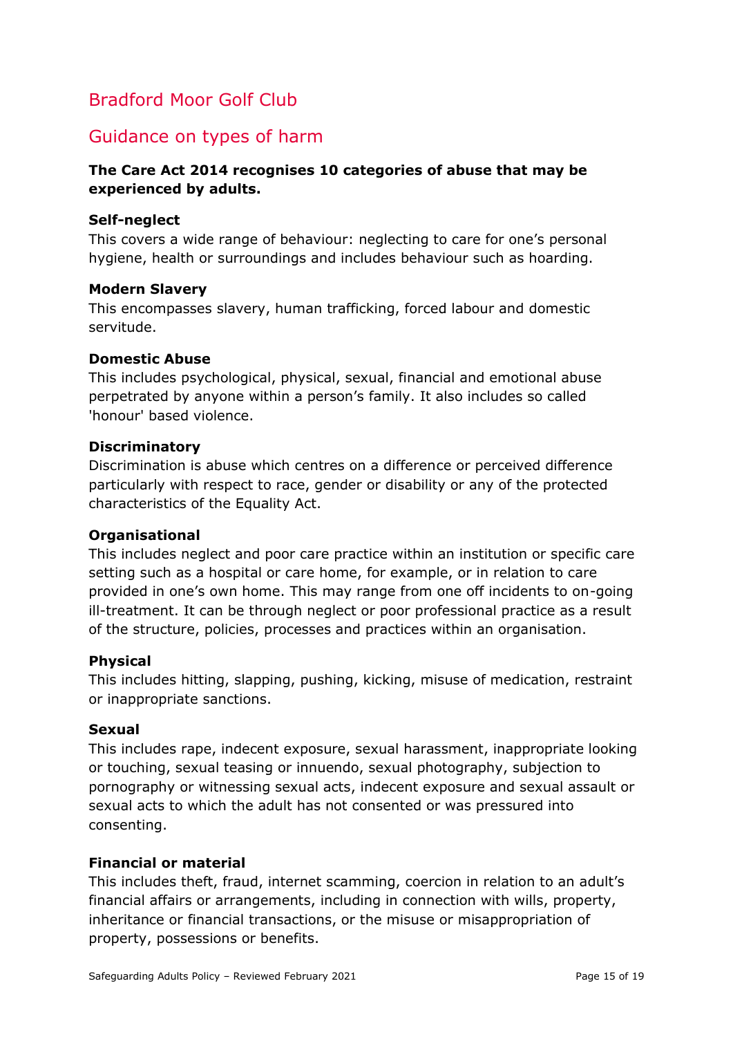# Bradford Moor Golf Club

## Guidance on types of harm

**The Care Act 2014 recognises 10 categories of abuse that may be experienced by adults.**

**Self-neglect**
This covers a wide range of behaviour: neglecting to care for one's personal hygiene, health or surroundings and includes behaviour such as hoarding.

**Modern Slavery**
This encompasses slavery, human trafficking, forced labour and domestic servitude.

**Domestic Abuse**
This includes psychological, physical, sexual, financial and emotional abuse perpetrated by anyone within a person's family. It also includes so called 'honour' based violence.

**Discriminatory**
Discrimination is abuse which centres on a difference or perceived difference particularly with respect to race, gender or disability or any of the protected characteristics of the Equality Act.

**Organisational**
This includes neglect and poor care practice within an institution or specific care setting such as a hospital or care home, for example, or in relation to care provided in one's own home. This may range from one off incidents to on-going ill-treatment. It can be through neglect or poor professional practice as a result of the structure, policies, processes and practices within an organisation.

**Physical**
This includes hitting, slapping, pushing, kicking, misuse of medication, restraint or inappropriate sanctions.

**Sexual**
This includes rape, indecent exposure, sexual harassment, inappropriate looking or touching, sexual teasing or innuendo, sexual photography, subjection to pornography or witnessing sexual acts, indecent exposure and sexual assault or sexual acts to which the adult has not consented or was pressured into consenting.

**Financial or material**
This includes theft, fraud, internet scamming, coercion in relation to an adult's financial affairs or arrangements, including in connection with wills, property, inheritance or financial transactions, or the misuse or misappropriation of property, possessions or benefits.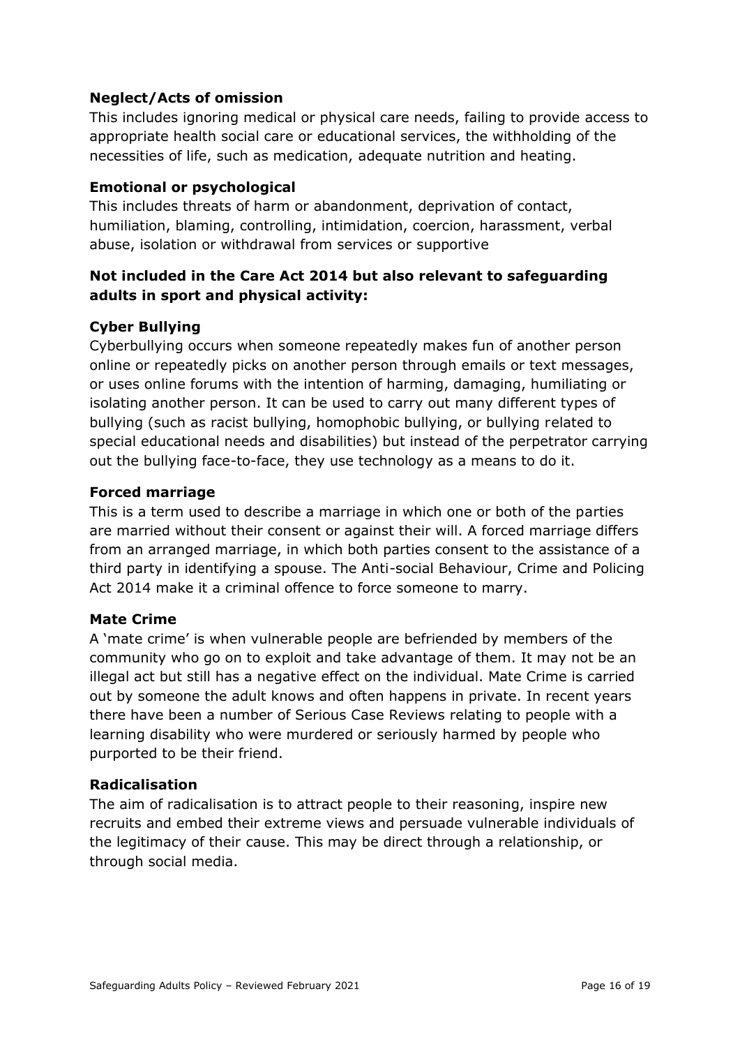**Neglect/Acts of omission**

This includes ignoring medical or physical care needs, failing to provide access to appropriate health social care or educational services, the withholding of the necessities of life, such as medication, adequate nutrition and heating.

**Emotional or psychological**

This includes threats of harm or abandonment, deprivation of contact, humiliation, blaming, controlling, intimidation, coercion, harassment, verbal abuse, isolation or withdrawal from services or supportive

**Not included in the Care Act 2014 but also relevant to safeguarding adults in sport and physical activity:**

**Cyber Bullying**

Cyberbullying occurs when someone repeatedly makes fun of another person online or repeatedly picks on another person through emails or text messages, or uses online forums with the intention of harming, damaging, humiliating or isolating another person. It can be used to carry out many different types of bullying (such as racist bullying, homophobic bullying, or bullying related to special educational needs and disabilities) but instead of the perpetrator carrying out the bullying face-to-face, they use technology as a means to do it.

**Forced marriage**

This is a term used to describe a marriage in which one or both of the parties are married without their consent or against their will. A forced marriage differs from an arranged marriage, in which both parties consent to the assistance of a third party in identifying a spouse. The Anti-social Behaviour, Crime and Policing Act 2014 make it a criminal offence to force someone to marry.

**Mate Crime**

A 'mate crime' is when vulnerable people are befriended by members of the community who go on to exploit and take advantage of them. It may not be an illegal act but still has a negative effect on the individual. Mate Crime is carried out by someone the adult knows and often happens in private. In recent years there have been a number of Serious Case Reviews relating to people with a learning disability who were murdered or seriously harmed by people who purported to be their friend.

**Radicalisation**

The aim of radicalisation is to attract people to their reasoning, inspire new recruits and embed their extreme views and persuade vulnerable individuals of the legitimacy of their cause. This may be direct through a relationship, or through social media.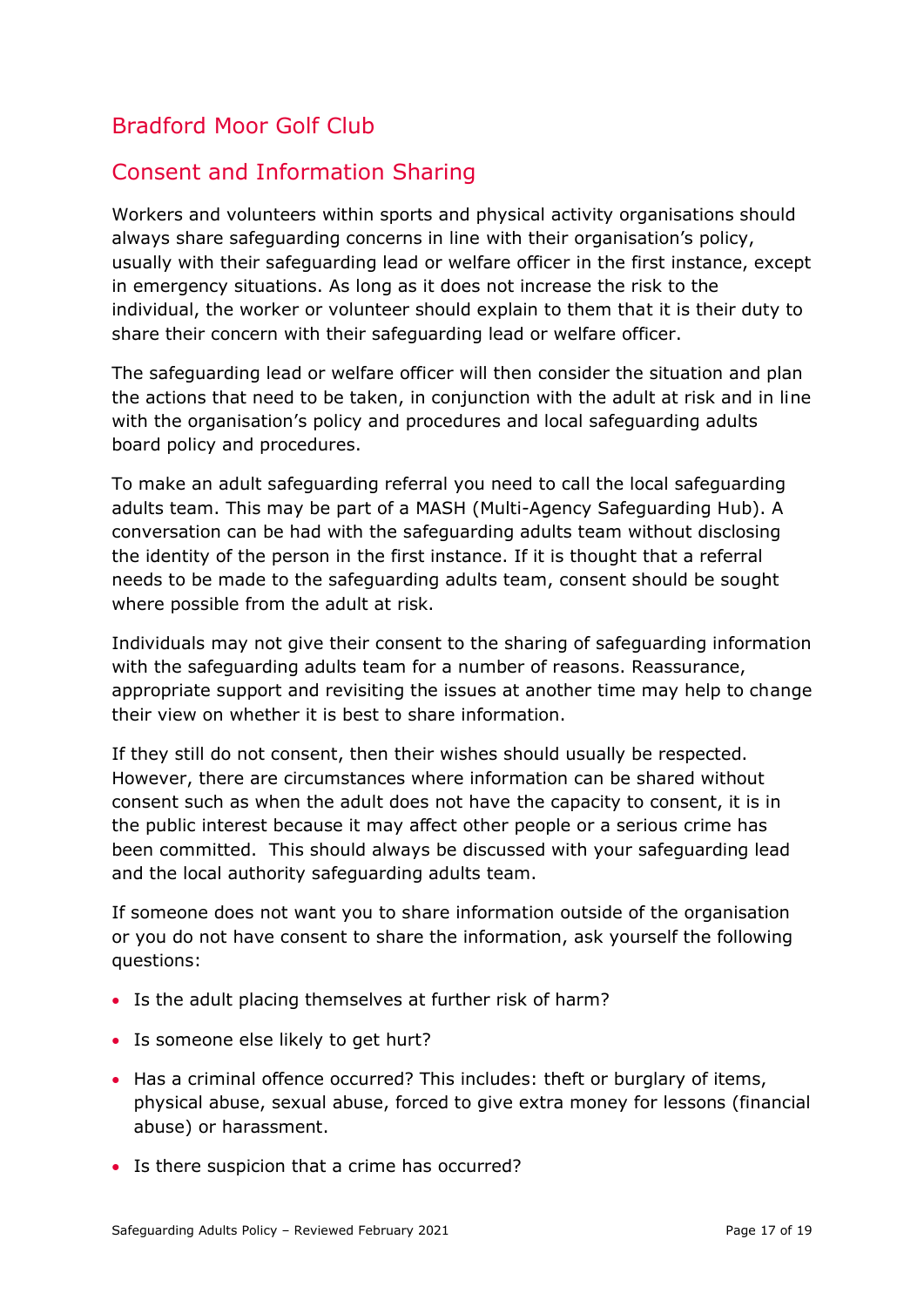# Bradford Moor Golf Club

## Consent and Information Sharing

Workers and volunteers within sports and physical activity organisations should always share safeguarding concerns in line with their organisation's policy, usually with their safeguarding lead or welfare officer in the first instance, except in emergency situations. As long as it does not increase the risk to the individual, the worker or volunteer should explain to them that it is their duty to share their concern with their safeguarding lead or welfare officer.

The safeguarding lead or welfare officer will then consider the situation and plan the actions that need to be taken, in conjunction with the adult at risk and in line with the organisation's policy and procedures and local safeguarding adults board policy and procedures.

To make an adult safeguarding referral you need to call the local safeguarding adults team. This may be part of a MASH (Multi-Agency Safeguarding Hub). A conversation can be had with the safeguarding adults team without disclosing the identity of the person in the first instance. If it is thought that a referral needs to be made to the safeguarding adults team, consent should be sought where possible from the adult at risk.

Individuals may not give their consent to the sharing of safeguarding information with the safeguarding adults team for a number of reasons. Reassurance, appropriate support and revisiting the issues at another time may help to change their view on whether it is best to share information.

If they still do not consent, then their wishes should usually be respected. However, there are circumstances where information can be shared without consent such as when the adult does not have the capacity to consent, it is in the public interest because it may affect other people or a serious crime has been committed. This should always be discussed with your safeguarding lead and the local authority safeguarding adults team.

If someone does not want you to share information outside of the organisation or you do not have consent to share the information, ask yourself the following questions:

- Is the adult placing themselves at further risk of harm?
- Is someone else likely to get hurt?
- Has a criminal offence occurred? This includes: theft or burglary of items, physical abuse, sexual abuse, forced to give extra money for lessons (financial abuse) or harassment.
- Is there suspicion that a crime has occurred?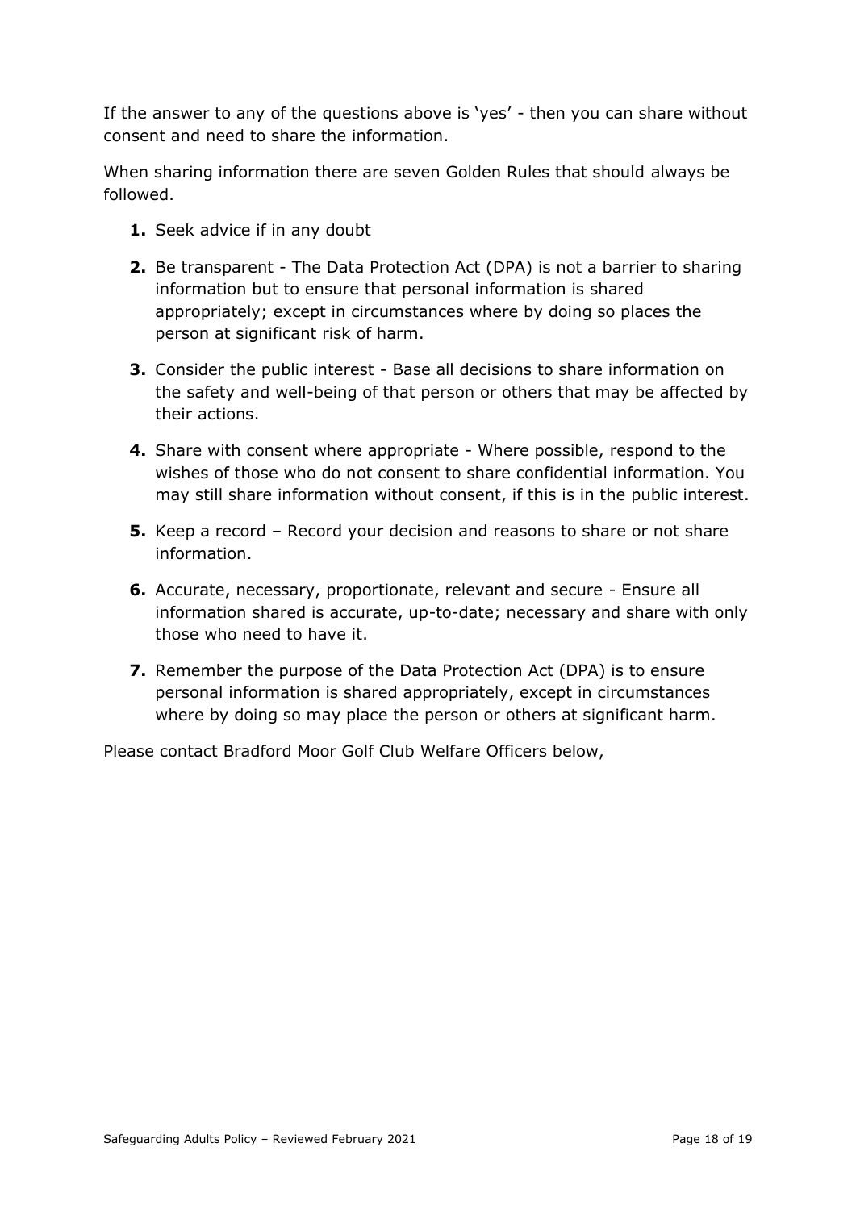If the answer to any of the questions above is 'yes' - then you can share without consent and need to share the information.

When sharing information there are seven Golden Rules that should always be followed.

1. Seek advice if in any doubt
2. Be transparent - The Data Protection Act (DPA) is not a barrier to sharing information but to ensure that personal information is shared appropriately; except in circumstances where by doing so places the person at significant risk of harm.
3. Consider the public interest - Base all decisions to share information on the safety and well-being of that person or others that may be affected by their actions.
4. Share with consent where appropriate - Where possible, respond to the wishes of those who do not consent to share confidential information. You may still share information without consent, if this is in the public interest.
5. Keep a record – Record your decision and reasons to share or not share information.
6. Accurate, necessary, proportionate, relevant and secure - Ensure all information shared is accurate, up-to-date; necessary and share with only those who need to have it.
7. Remember the purpose of the Data Protection Act (DPA) is to ensure personal information is shared appropriately, except in circumstances where by doing so may place the person or others at significant harm.

Please contact Bradford Moor Golf Club Welfare Officers below,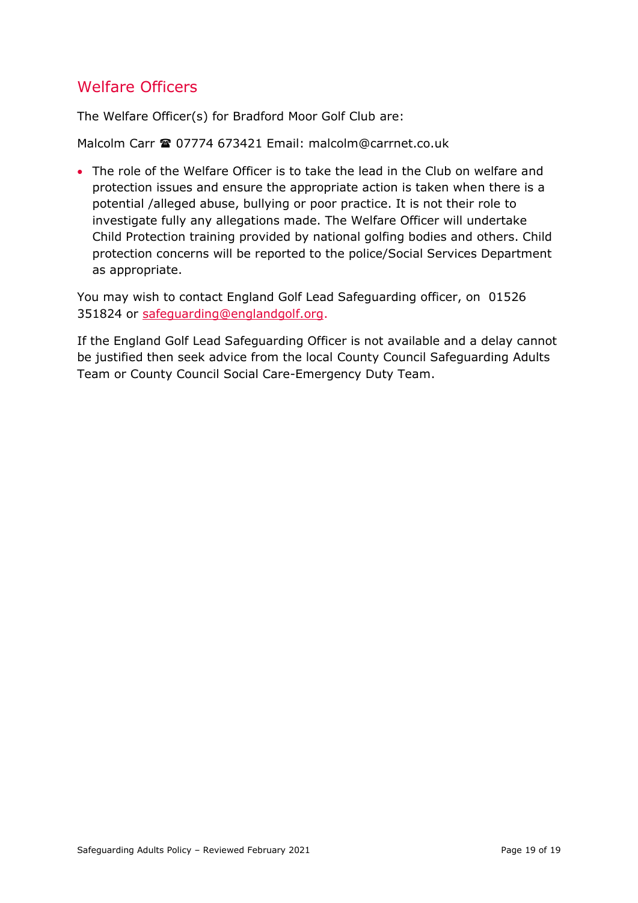## Welfare Officers

The Welfare Officer(s) for Bradford Moor Golf Club are:

Malcolm Carr ☎ 07774 673421 Email: malcolm@carrnet.co.uk

- The role of the Welfare Officer is to take the lead in the Club on welfare and protection issues and ensure the appropriate action is taken when there is a potential /alleged abuse, bullying or poor practice. It is not their role to investigate fully any allegations made. The Welfare Officer will undertake Child Protection training provided by national golfing bodies and others. Child protection concerns will be reported to the police/Social Services Department as appropriate.

You may wish to contact England Golf Lead Safeguarding officer, on 01526 351824 or safeguarding@englandgolf.org.

If the England Golf Lead Safeguarding Officer is not available and a delay cannot be justified then seek advice from the local County Council Safeguarding Adults Team or County Council Social Care-Emergency Duty Team.